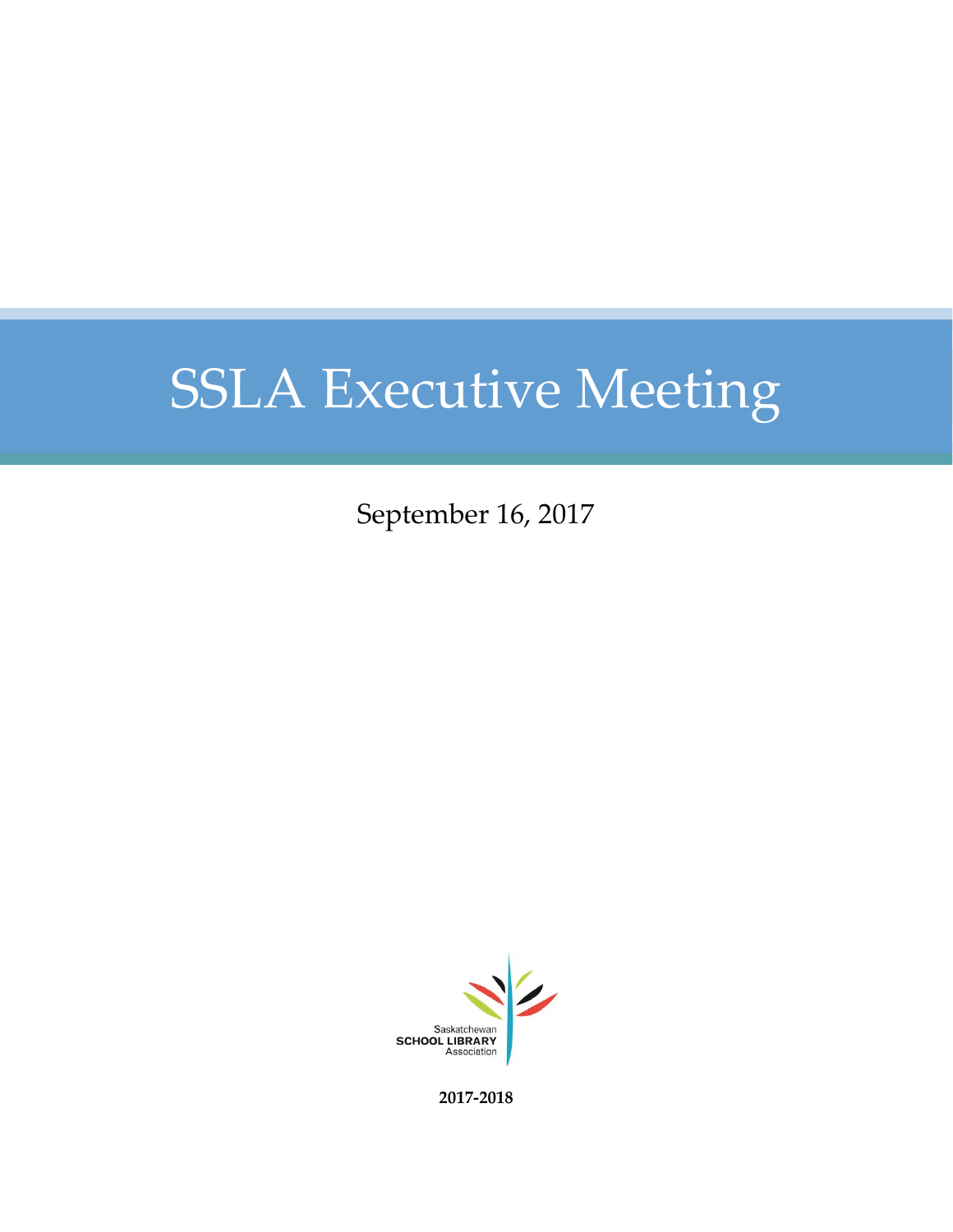# SSLA Executive Meeting

September 16, 2017

Saskatchewan
SCHOOL LIBRARY
Association

**2017-2018**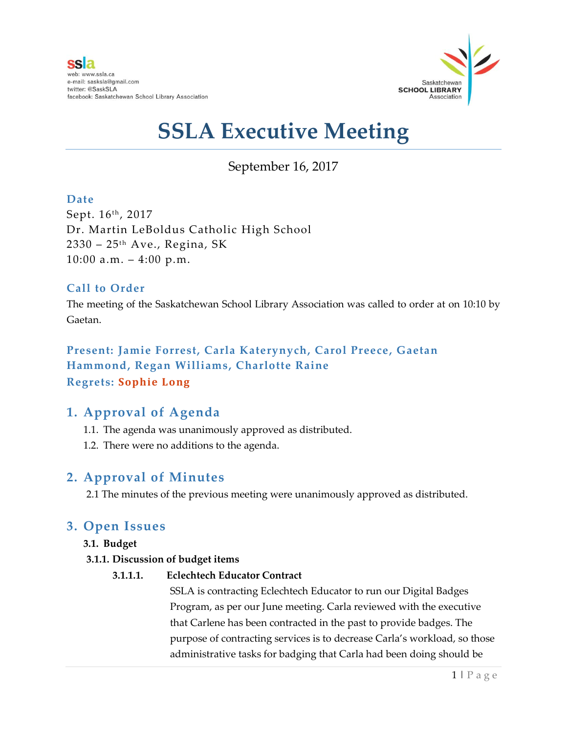ssla
web: www.ssla.ca
e-mail: sasksla@gmail.com
twitter: @SaskSLA
facebook: Saskatchewan School Library Association

Saskatchewan SCHOOL LIBRARY Association

# SSLA Executive Meeting

September 16, 2017

### Date

Sept. 16th, 2017
Dr. Martin LeBoldus Catholic High School
2330 – 25th Ave., Regina, SK
10:00 a.m. – 4:00 p.m.

### Call to Order

The meeting of the Saskatchewan School Library Association was called to order at on 10:10 by Gaetan.

### Present: Jamie Forrest, Carla Katerynych, Carol Preece, Gaetan Hammond, Regan Williams, Charlotte Raine
### Regrets: Sophie Long

## 1. Approval of Agenda

1.1. The agenda was unanimously approved as distributed.
1.2. There were no additions to the agenda.

## 2. Approval of Minutes

2.1 The minutes of the previous meeting were unanimously approved as distributed.

## 3. Open Issues

**3.1. Budget**

**3.1.1. Discussion of budget items**

**3.1.1.1. Eclechtech Educator Contract**

SSLA is contracting Eclechtech Educator to run our Digital Badges Program, as per our June meeting. Carla reviewed with the executive that Carlene has been contracted in the past to provide badges. The purpose of contracting services is to decrease Carla's workload, so those administrative tasks for badging that Carla had been doing should be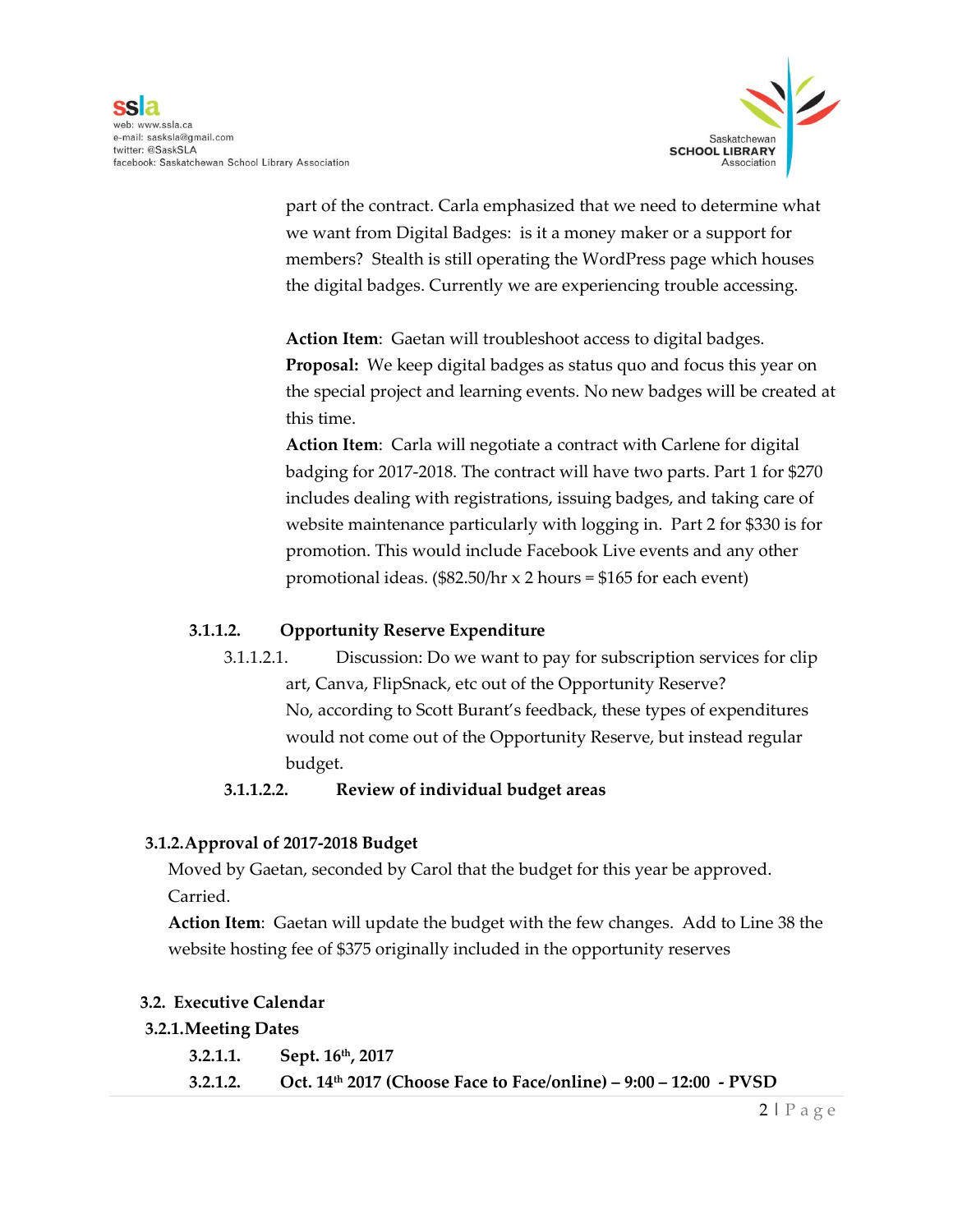part of the contract. Carla emphasized that we need to determine what we want from Digital Badges: is it a money maker or a support for members? Stealth is still operating the WordPress page which houses the digital badges. Currently we are experiencing trouble accessing.

**Action Item**: Gaetan will troubleshoot access to digital badges.
**Proposal:** We keep digital badges as status quo and focus this year on the special project and learning events. No new badges will be created at this time.
**Action Item**: Carla will negotiate a contract with Carlene for digital badging for 2017-2018. The contract will have two parts. Part 1 for $270 includes dealing with registrations, issuing badges, and taking care of website maintenance particularly with logging in. Part 2 for $330 is for promotion. This would include Facebook Live events and any other promotional ideas. ($82.50/hr x 2 hours = $165 for each event)

**3.1.1.2. Opportunity Reserve Expenditure**

3.1.1.2.1. Discussion: Do we want to pay for subscription services for clip art, Canva, FlipSnack, etc out of the Opportunity Reserve? No, according to Scott Burant's feedback, these types of expenditures would not come out of the Opportunity Reserve, but instead regular budget.

**3.1.1.2.2. Review of individual budget areas**

**3.1.2. Approval of 2017-2018 Budget**

Moved by Gaetan, seconded by Carol that the budget for this year be approved. Carried.

**Action Item**: Gaetan will update the budget with the few changes. Add to Line 38 the website hosting fee of $375 originally included in the opportunity reserves

**3.2. Executive Calendar**

**3.2.1. Meeting Dates**

**3.2.1.1. Sept. 16th, 2017**

**3.2.1.2. Oct. 14th 2017 (Choose Face to Face/online) – 9:00 – 12:00 - PVSD**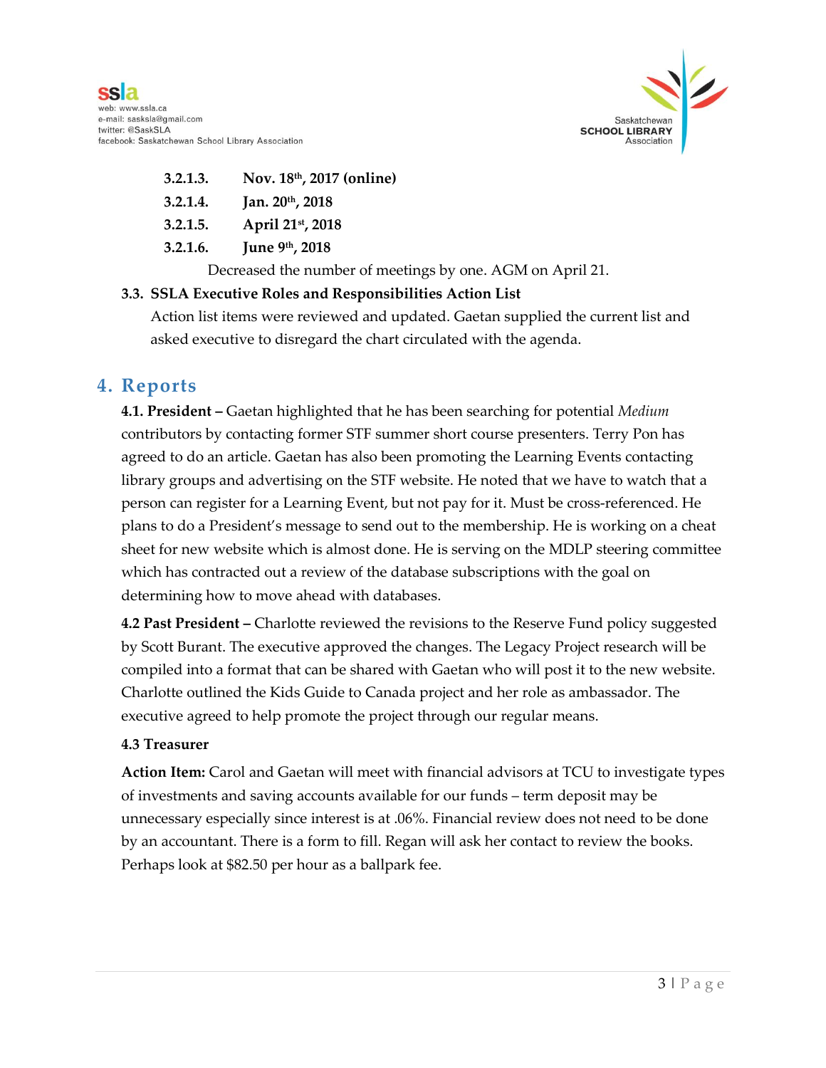3.2.1.3. **Nov. 18th, 2017 (online)**

3.2.1.4. **Jan. 20th, 2018**

3.2.1.5. **April 21st, 2018**

3.2.1.6. **June 9th, 2018**

Decreased the number of meetings by one. AGM on April 21.

**3.3. SSLA Executive Roles and Responsibilities Action List**

Action list items were reviewed and updated. Gaetan supplied the current list and asked executive to disregard the chart circulated with the agenda.

## 4. Reports

**4.1. President –** Gaetan highlighted that he has been searching for potential *Medium* contributors by contacting former STF summer short course presenters. Terry Pon has agreed to do an article. Gaetan has also been promoting the Learning Events contacting library groups and advertising on the STF website. He noted that we have to watch that a person can register for a Learning Event, but not pay for it. Must be cross-referenced. He plans to do a President's message to send out to the membership. He is working on a cheat sheet for new website which is almost done. He is serving on the MDLP steering committee which has contracted out a review of the database subscriptions with the goal on determining how to move ahead with databases.

**4.2 Past President –** Charlotte reviewed the revisions to the Reserve Fund policy suggested by Scott Burant. The executive approved the changes. The Legacy Project research will be compiled into a format that can be shared with Gaetan who will post it to the new website. Charlotte outlined the Kids Guide to Canada project and her role as ambassador. The executive agreed to help promote the project through our regular means.

**4.3 Treasurer**

**Action Item:** Carol and Gaetan will meet with financial advisors at TCU to investigate types of investments and saving accounts available for our funds – term deposit may be unnecessary especially since interest is at .06%. Financial review does not need to be done by an accountant. There is a form to fill. Regan will ask her contact to review the books. Perhaps look at $82.50 per hour as a ballpark fee.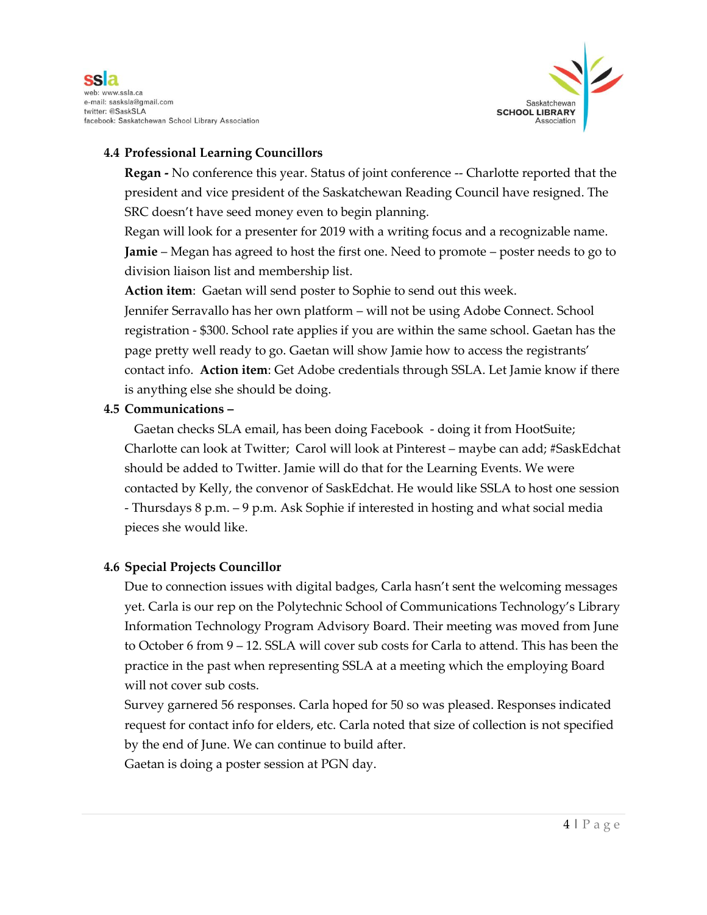### 4.4 Professional Learning Councillors

**Regan -** No conference this year. Status of joint conference -- Charlotte reported that the president and vice president of the Saskatchewan Reading Council have resigned. The SRC doesn't have seed money even to begin planning.

Regan will look for a presenter for 2019 with a writing focus and a recognizable name.

**Jamie** – Megan has agreed to host the first one. Need to promote – poster needs to go to division liaison list and membership list.

**Action item**: Gaetan will send poster to Sophie to send out this week.

Jennifer Serravallo has her own platform – will not be using Adobe Connect. School registration - $300. School rate applies if you are within the same school. Gaetan has the page pretty well ready to go. Gaetan will show Jamie how to access the registrants' contact info. **Action item**: Get Adobe credentials through SSLA. Let Jamie know if there is anything else she should be doing.

### 4.5 Communications –

Gaetan checks SLA email, has been doing Facebook - doing it from HootSuite; Charlotte can look at Twitter; Carol will look at Pinterest – maybe can add; #SaskEdchat should be added to Twitter. Jamie will do that for the Learning Events. We were contacted by Kelly, the convenor of SaskEdchat. He would like SSLA to host one session - Thursdays 8 p.m. – 9 p.m. Ask Sophie if interested in hosting and what social media pieces she would like.

### 4.6 Special Projects Councillor

Due to connection issues with digital badges, Carla hasn't sent the welcoming messages yet. Carla is our rep on the Polytechnic School of Communications Technology's Library Information Technology Program Advisory Board. Their meeting was moved from June to October 6 from 9 – 12. SSLA will cover sub costs for Carla to attend. This has been the practice in the past when representing SSLA at a meeting which the employing Board will not cover sub costs.

Survey garnered 56 responses. Carla hoped for 50 so was pleased. Responses indicated request for contact info for elders, etc. Carla noted that size of collection is not specified by the end of June. We can continue to build after.

Gaetan is doing a poster session at PGN day.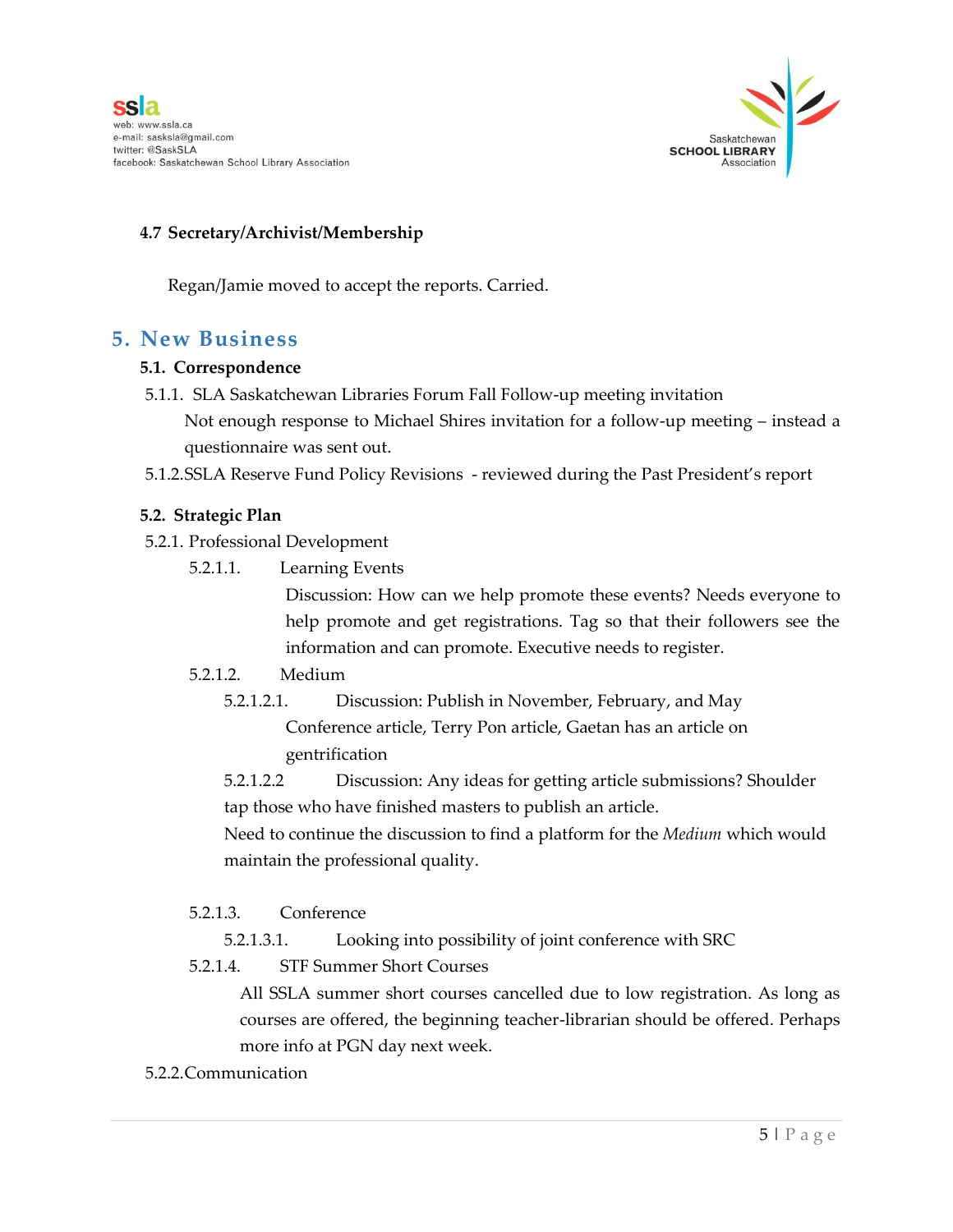#### 4.7 Secretary/Archivist/Membership

Regan/Jamie moved to accept the reports. Carried.

## 5. New Business

### 5.1. Correspondence

5.1.1. SLA Saskatchewan Libraries Forum Fall Follow-up meeting invitation

Not enough response to Michael Shires invitation for a follow-up meeting – instead a questionnaire was sent out.

5.1.2. SSLA Reserve Fund Policy Revisions - reviewed during the Past President's report

### 5.2. Strategic Plan

5.2.1. Professional Development

5.2.1.1. Learning Events

Discussion: How can we help promote these events? Needs everyone to help promote and get registrations. Tag so that their followers see the information and can promote. Executive needs to register.

5.2.1.2. Medium

5.2.1.2.1. Discussion: Publish in November, February, and May

Conference article, Terry Pon article, Gaetan has an article on gentrification

5.2.1.2.2 Discussion: Any ideas for getting article submissions? Shoulder tap those who have finished masters to publish an article.

Need to continue the discussion to find a platform for the *Medium* which would maintain the professional quality.

5.2.1.3. Conference

5.2.1.3.1. Looking into possibility of joint conference with SRC

5.2.1.4. STF Summer Short Courses

All SSLA summer short courses cancelled due to low registration. As long as courses are offered, the beginning teacher-librarian should be offered. Perhaps more info at PGN day next week.

5.2.2. Communication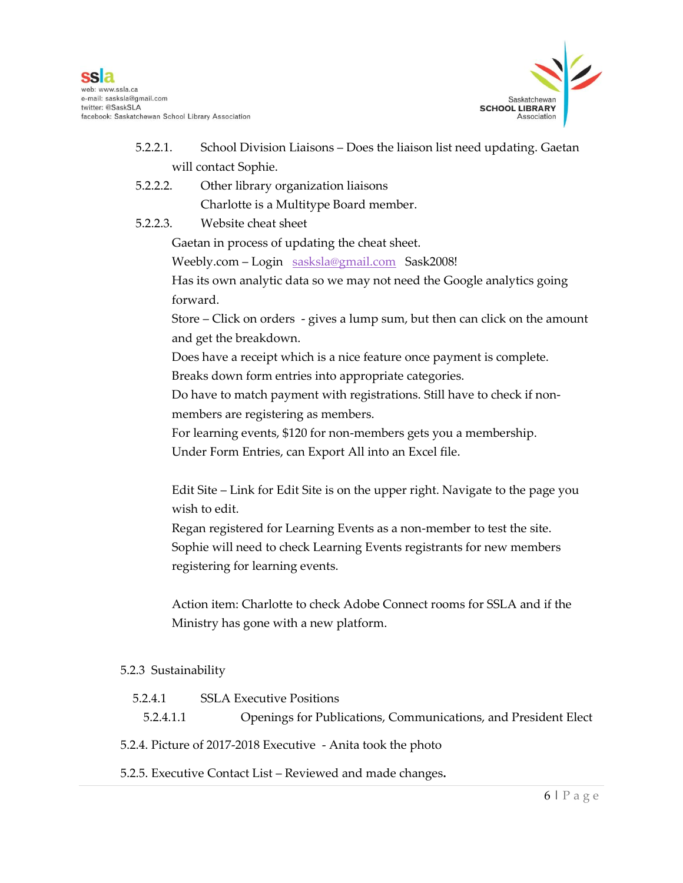5.2.2.1. School Division Liaisons – Does the liaison list need updating. Gaetan will contact Sophie.

5.2.2.2. Other library organization liaisons

Charlotte is a Multitype Board member.

5.2.2.3. Website cheat sheet

Gaetan in process of updating the cheat sheet.

Weebly.com – Login sasksla@gmail.com Sask2008!

Has its own analytic data so we may not need the Google analytics going forward.

Store – Click on orders - gives a lump sum, but then can click on the amount and get the breakdown.

Does have a receipt which is a nice feature once payment is complete.

Breaks down form entries into appropriate categories.

Do have to match payment with registrations. Still have to check if non-members are registering as members.

For learning events, $120 for non-members gets you a membership.

Under Form Entries, can Export All into an Excel file.

Edit Site – Link for Edit Site is on the upper right. Navigate to the page you wish to edit.

Regan registered for Learning Events as a non-member to test the site.

Sophie will need to check Learning Events registrants for new members registering for learning events.

Action item: Charlotte to check Adobe Connect rooms for SSLA and if the Ministry has gone with a new platform.

5.2.3 Sustainability

5.2.4.1 SSLA Executive Positions

5.2.4.1.1 Openings for Publications, Communications, and President Elect

5.2.4. Picture of 2017-2018 Executive - Anita took the photo

5.2.5. Executive Contact List – Reviewed and made changes**.**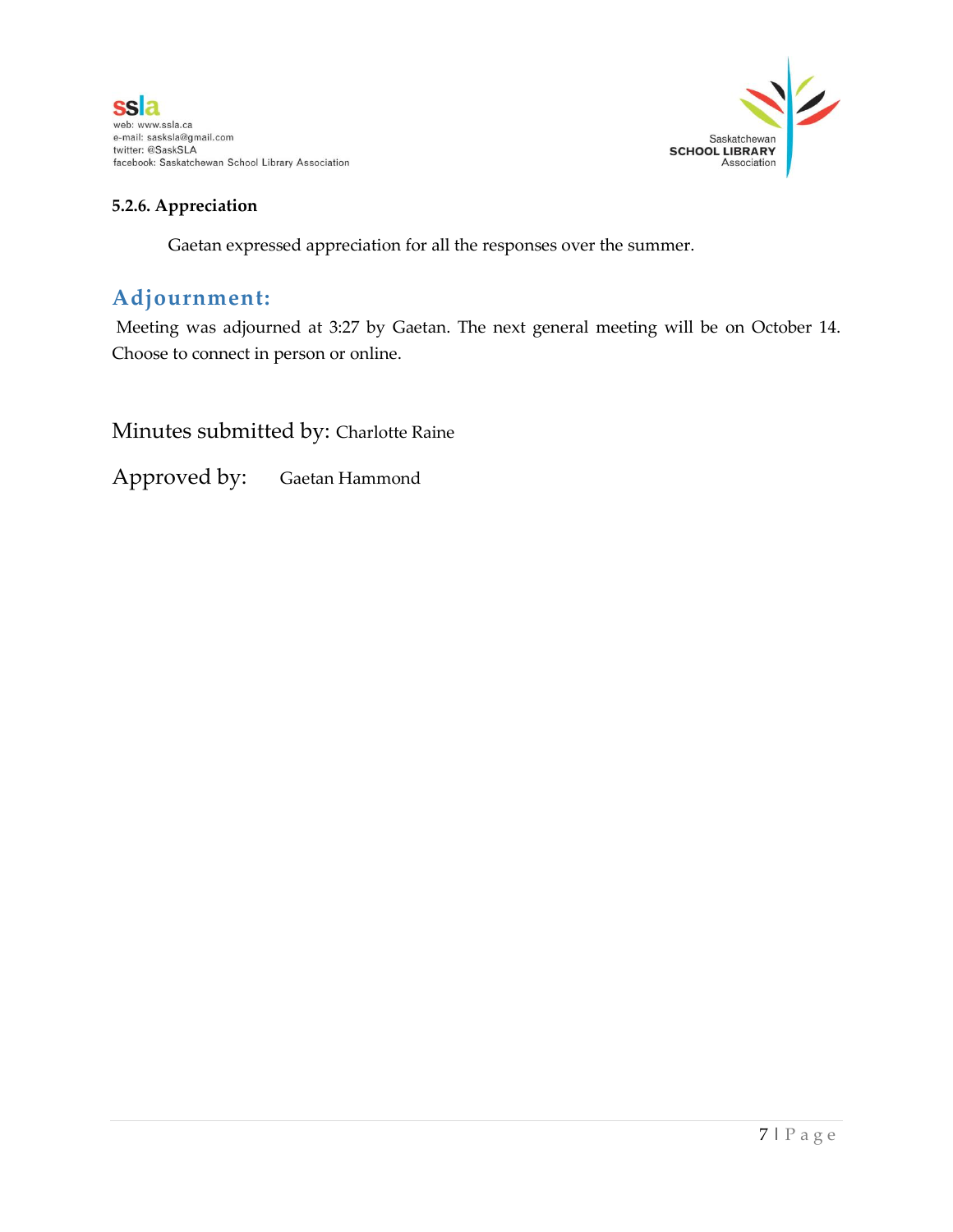#### 5.2.6. Appreciation

Gaetan expressed appreciation for all the responses over the summer.

## Adjournment:

Meeting was adjourned at 3:27 by Gaetan. The next general meeting will be on October 14. Choose to connect in person or online.

Minutes submitted by: Charlotte Raine

Approved by: Gaetan Hammond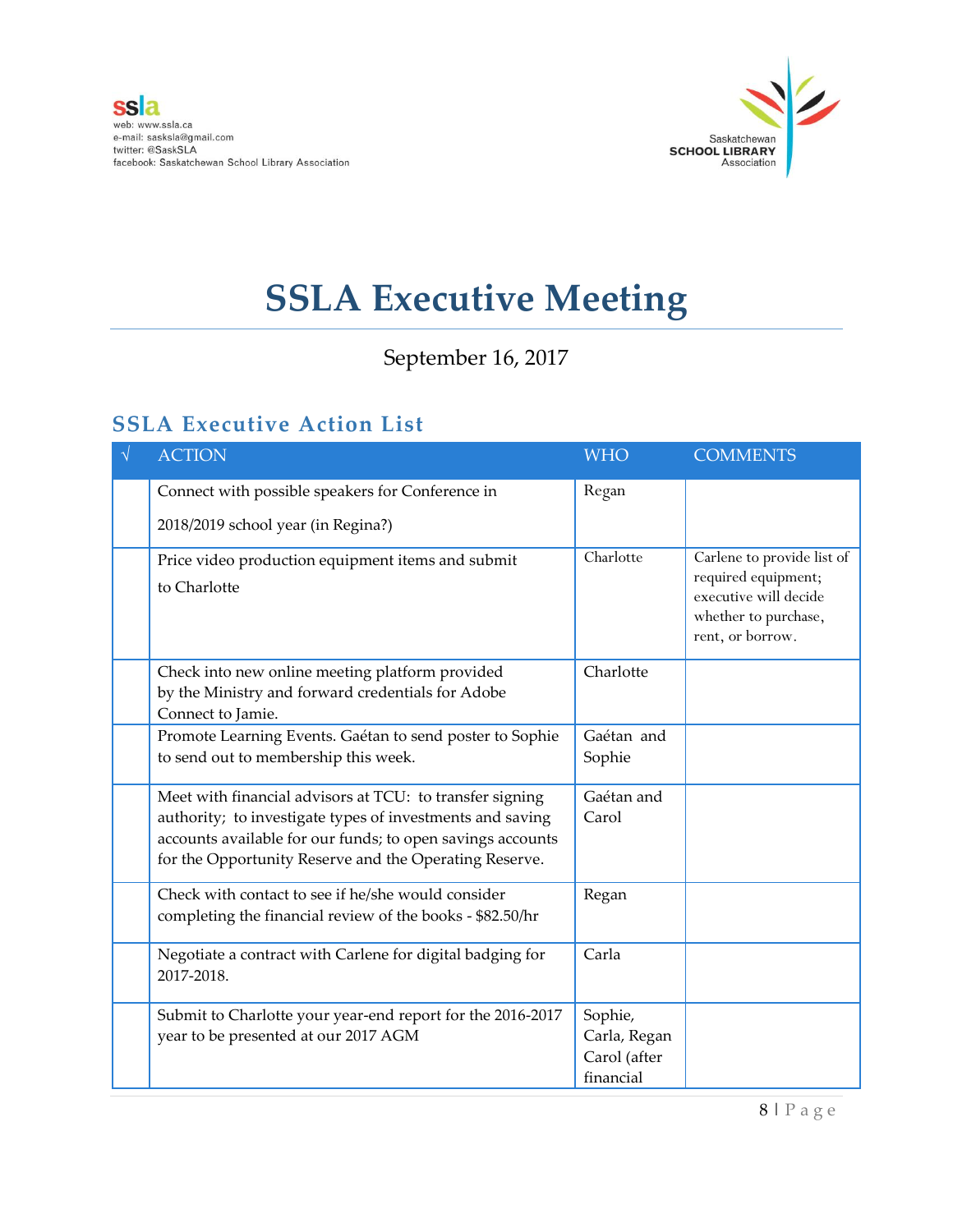ssla
web: www.ssla.ca
e-mail: sasksla@gmail.com
twitter: @SaskSLA
facebook: Saskatchewan School Library Association

Saskatchewan **SCHOOL LIBRARY** Association

# SSLA Executive Meeting

September 16, 2017

## SSLA Executive Action List

| √ | ACTION | WHO | COMMENTS |
|---|---|---|---|
| | Connect with possible speakers for Conference in 2018/2019 school year (in Regina?) | Regan | |
| | Price video production equipment items and submit to Charlotte | Charlotte | Carlene to provide list of required equipment; executive will decide whether to purchase, rent, or borrow. |
| | Check into new online meeting platform provided by the Ministry and forward credentials for Adobe Connect to Jamie. | Charlotte | |
| | Promote Learning Events. Gaétan to send poster to Sophie to send out to membership this week. | Gaétan and Sophie | |
| | Meet with financial advisors at TCU: to transfer signing authority; to investigate types of investments and saving accounts available for our funds; to open savings accounts for the Opportunity Reserve and the Operating Reserve. | Gaétan and Carol | |
| | Check with contact to see if he/she would consider completing the financial review of the books - $82.50/hr | Regan | |
| | Negotiate a contract with Carlene for digital badging for 2017-2018. | Carla | |
| | Submit to Charlotte your year-end report for the 2016-2017 year to be presented at our 2017 AGM | Sophie, Carla, Regan Carol (after financial | |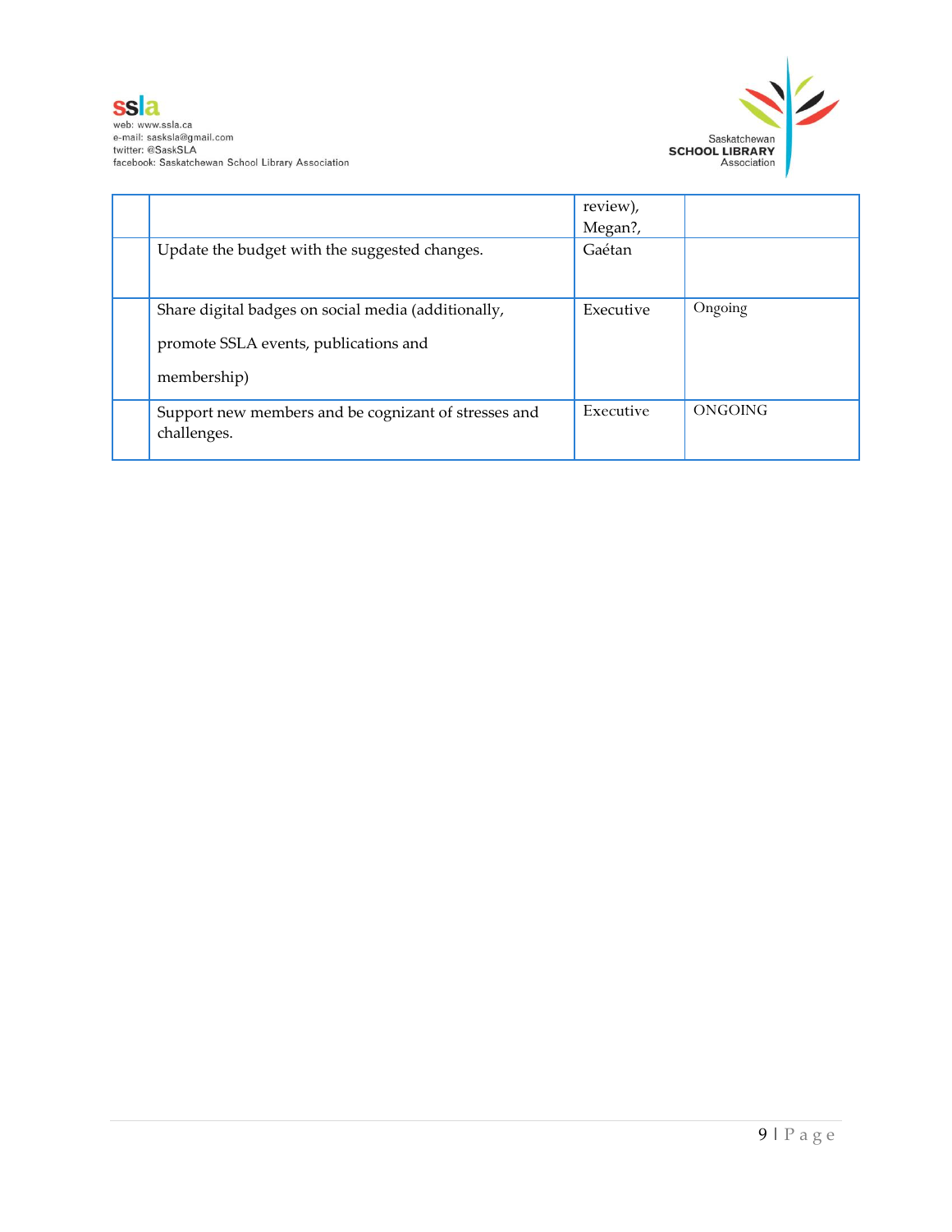| | | | |
|---|---|---|---|
| | | review), Megan?, | |
| | Update the budget with the suggested changes. | Gaétan | |
| | Share digital badges on social media (additionally, promote SSLA events, publications and membership) | Executive | Ongoing |
| | Support new members and be cognizant of stresses and challenges. | Executive | ONGOING |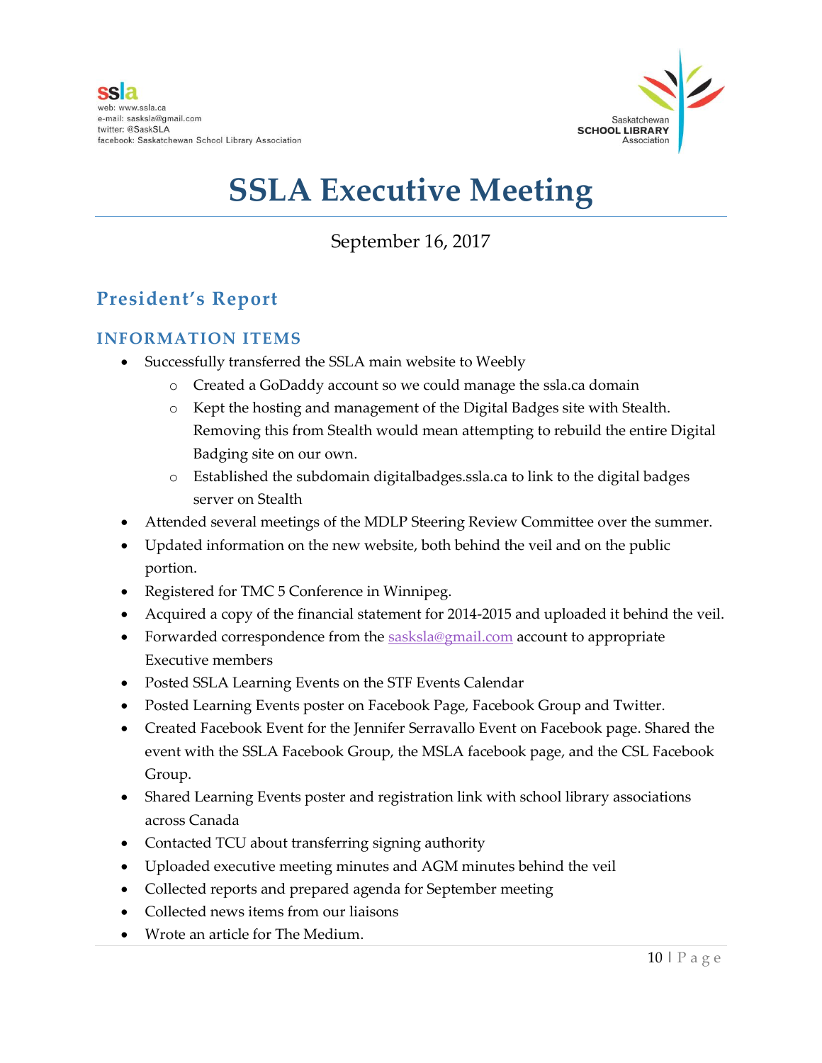# SSLA Executive Meeting

September 16, 2017

## President's Report

### INFORMATION ITEMS

- Successfully transferred the SSLA main website to Weebly
    - Created a GoDaddy account so we could manage the ssla.ca domain
    - Kept the hosting and management of the Digital Badges site with Stealth. Removing this from Stealth would mean attempting to rebuild the entire Digital Badging site on our own.
    - Established the subdomain digitalbadges.ssla.ca to link to the digital badges server on Stealth
- Attended several meetings of the MDLP Steering Review Committee over the summer.
- Updated information on the new website, both behind the veil and on the public portion.
- Registered for TMC 5 Conference in Winnipeg.
- Acquired a copy of the financial statement for 2014-2015 and uploaded it behind the veil.
- Forwarded correspondence from the sasksla@gmail.com account to appropriate Executive members
- Posted SSLA Learning Events on the STF Events Calendar
- Posted Learning Events poster on Facebook Page, Facebook Group and Twitter.
- Created Facebook Event for the Jennifer Serravallo Event on Facebook page. Shared the event with the SSLA Facebook Group, the MSLA facebook page, and the CSL Facebook Group.
- Shared Learning Events poster and registration link with school library associations across Canada
- Contacted TCU about transferring signing authority
- Uploaded executive meeting minutes and AGM minutes behind the veil
- Collected reports and prepared agenda for September meeting
- Collected news items from our liaisons
- Wrote an article for The Medium.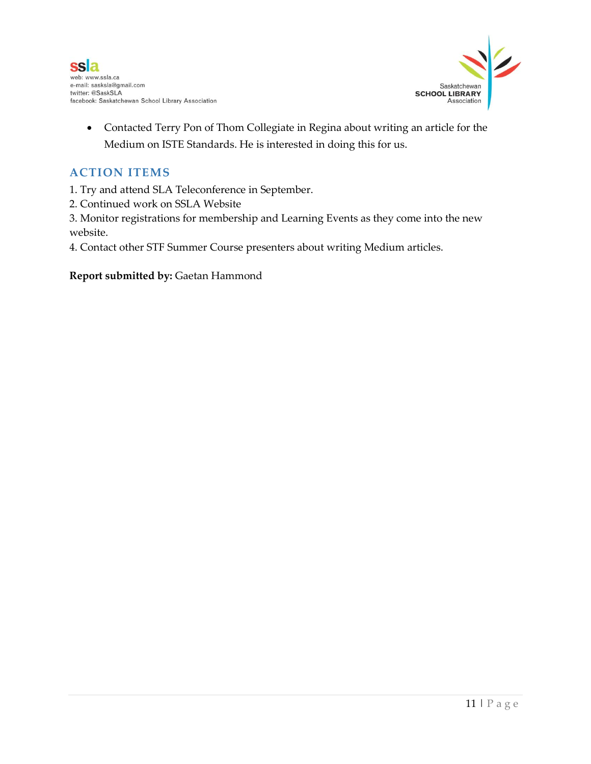- Contacted Terry Pon of Thom Collegiate in Regina about writing an article for the Medium on ISTE Standards. He is interested in doing this for us.

## ACTION ITEMS

1. Try and attend SLA Teleconference in September.
2. Continued work on SSLA Website
3. Monitor registrations for membership and Learning Events as they come into the new website.
4. Contact other STF Summer Course presenters about writing Medium articles.

**Report submitted by:** Gaetan Hammond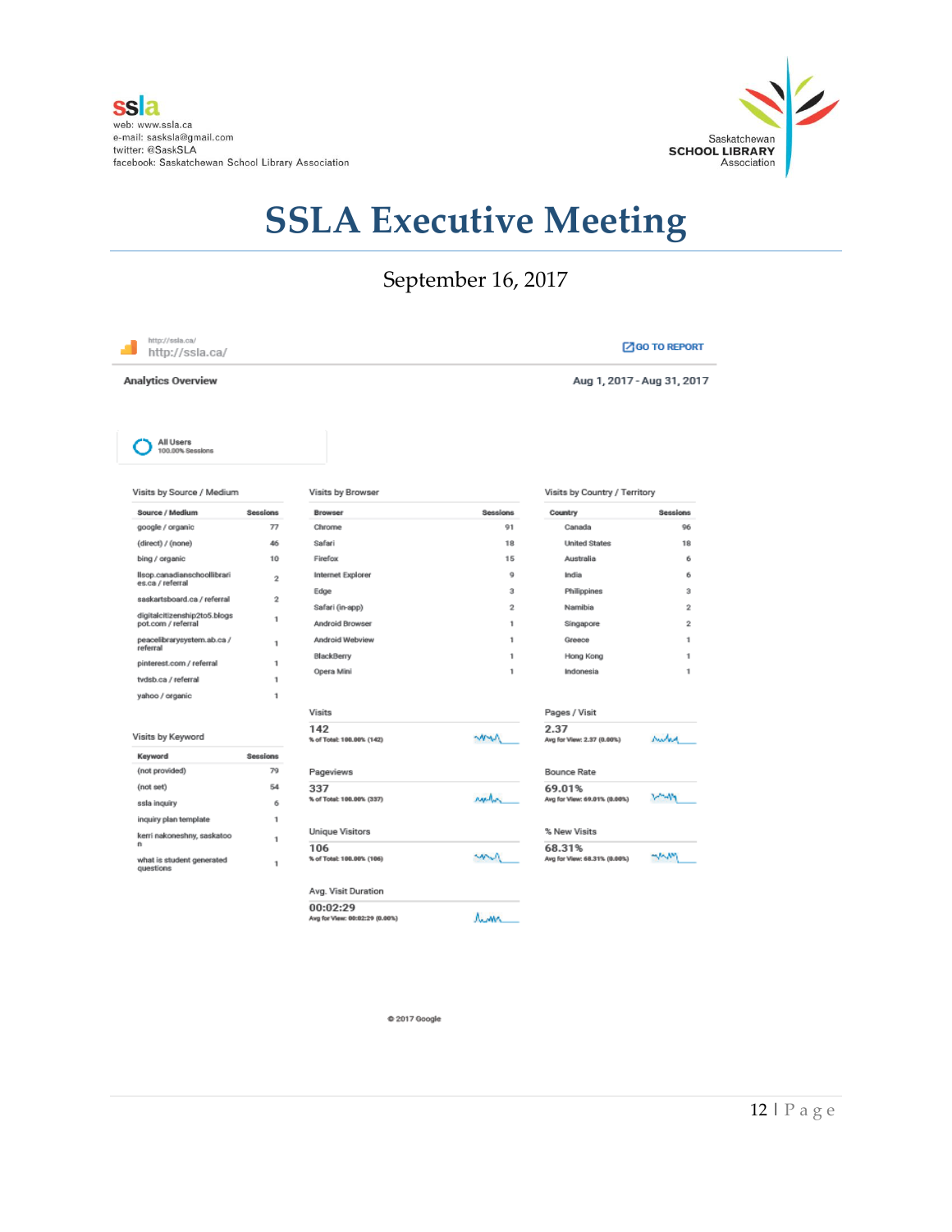ssla
web: www.ssla.ca
e-mail: sasksla@gmail.com
twitter: @SaskSLA
facebook: Saskatchewan School Library Association

Saskatchewan SCHOOL LIBRARY Association

# SSLA Executive Meeting

September 16, 2017

http://ssla.ca/
http://ssla.ca/

GO TO REPORT

**Analytics Overview** — Aug 1, 2017 - Aug 31, 2017

All Users
100.00% Sessions

### Visits by Source / Medium

| Source / Medium | Sessions |
|---|---|
| google / organic | 77 |
| (direct) / (none) | 46 |
| bing / organic | 10 |
| llsop.canadianschoollibraries.ca / referral | 2 |
| saskartsboard.ca / referral | 2 |
| digitalcitizenship2to5.blogspot.com / referral | 1 |
| peacelibrarysystem.ab.ca / referral | 1 |
| pinterest.com / referral | 1 |
| tvdsb.ca / referral | 1 |
| yahoo / organic | 1 |

### Visits by Browser

| Browser | Sessions |
|---|---|
| Chrome | 91 |
| Safari | 18 |
| Firefox | 15 |
| Internet Explorer | 9 |
| Edge | 3 |
| Safari (in-app) | 2 |
| Android Browser | 1 |
| Android Webview | 1 |
| BlackBerry | 1 |
| Opera Mini | 1 |

### Visits by Country / Territory

| Country | Sessions |
|---|---|
| Canada | 96 |
| United States | 18 |
| Australia | 6 |
| India | 6 |
| Philippines | 3 |
| Namibia | 2 |
| Singapore | 2 |
| Greece | 1 |
| Hong Kong | 1 |
| Indonesia | 1 |

### Visits by Keyword

| Keyword | Sessions |
|---|---|
| (not provided) | 79 |
| (not set) | 54 |
| ssla inquiry | 6 |
| inquiry plan template | 1 |
| kerri nakoneshny, saskatoon | 1 |
| what is student generated questions | 1 |

**Visits**
142
% of Total: 100.00% (142)

**Pages / Visit**
2.37
Avg for View: 2.37 (0.00%)

**Pageviews**
337
% of Total: 100.00% (337)

**Bounce Rate**
69.01%
Avg for View: 69.01% (0.00%)

**Unique Visitors**
106
% of Total: 100.00% (106)

**% New Visits**
68.31%
Avg for View: 68.31% (0.00%)

**Avg. Visit Duration**
00:02:29
Avg for View: 00:02:29 (0.00%)

© 2017 Google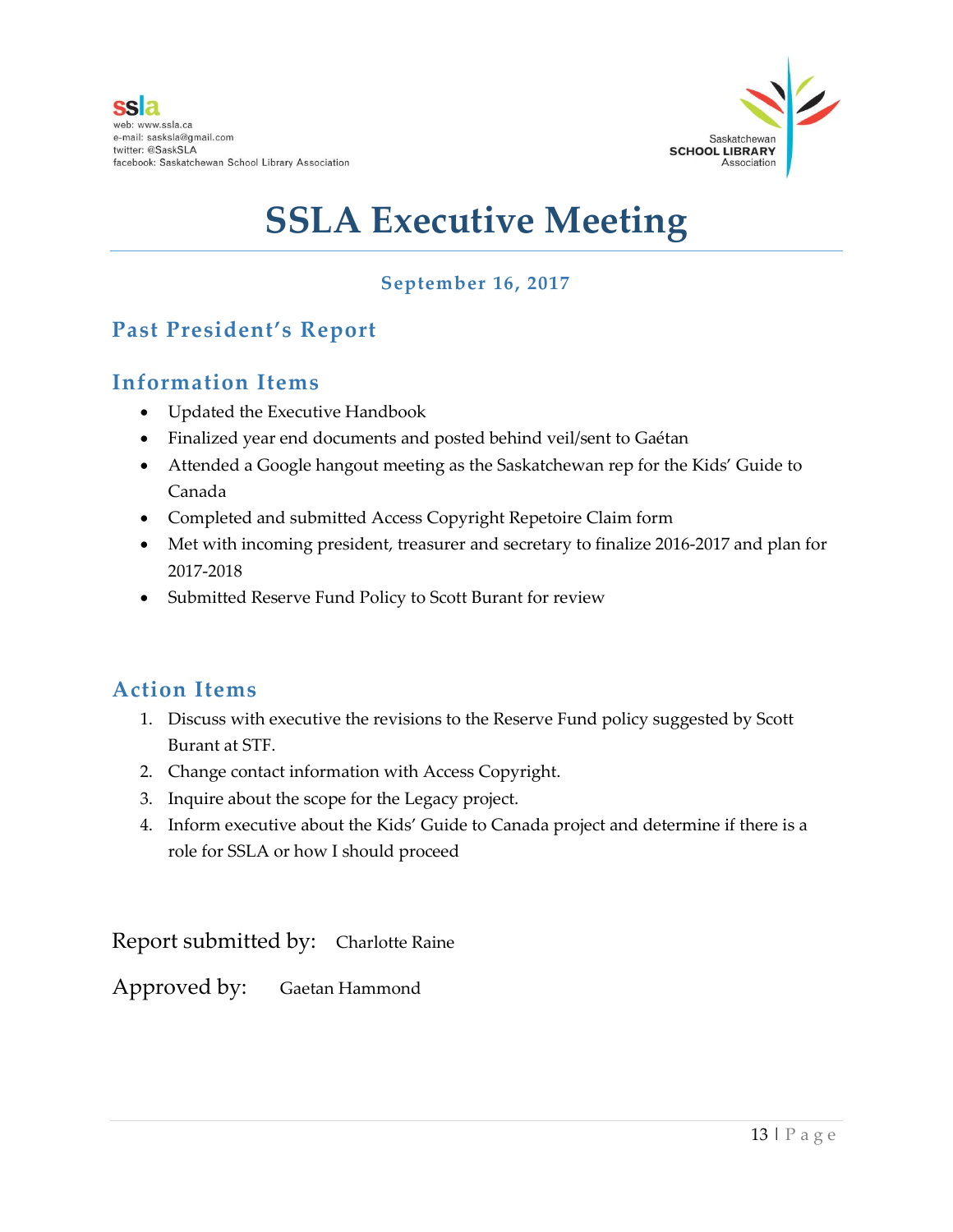ssla
web: www.ssla.ca
e-mail: sasksla@gmail.com
twitter: @SaskSLA
facebook: Saskatchewan School Library Association

Saskatchewan SCHOOL LIBRARY Association

# SSLA Executive Meeting

### September 16, 2017

## Past President's Report

## Information Items

- Updated the Executive Handbook
- Finalized year end documents and posted behind veil/sent to Gaétan
- Attended a Google hangout meeting as the Saskatchewan rep for the Kids' Guide to Canada
- Completed and submitted Access Copyright Repetoire Claim form
- Met with incoming president, treasurer and secretary to finalize 2016-2017 and plan for 2017-2018
- Submitted Reserve Fund Policy to Scott Burant for review

## Action Items

1. Discuss with executive the revisions to the Reserve Fund policy suggested by Scott Burant at STF.
2. Change contact information with Access Copyright.
3. Inquire about the scope for the Legacy project.
4. Inform executive about the Kids' Guide to Canada project and determine if there is a role for SSLA or how I should proceed

Report submitted by: Charlotte Raine

Approved by: Gaetan Hammond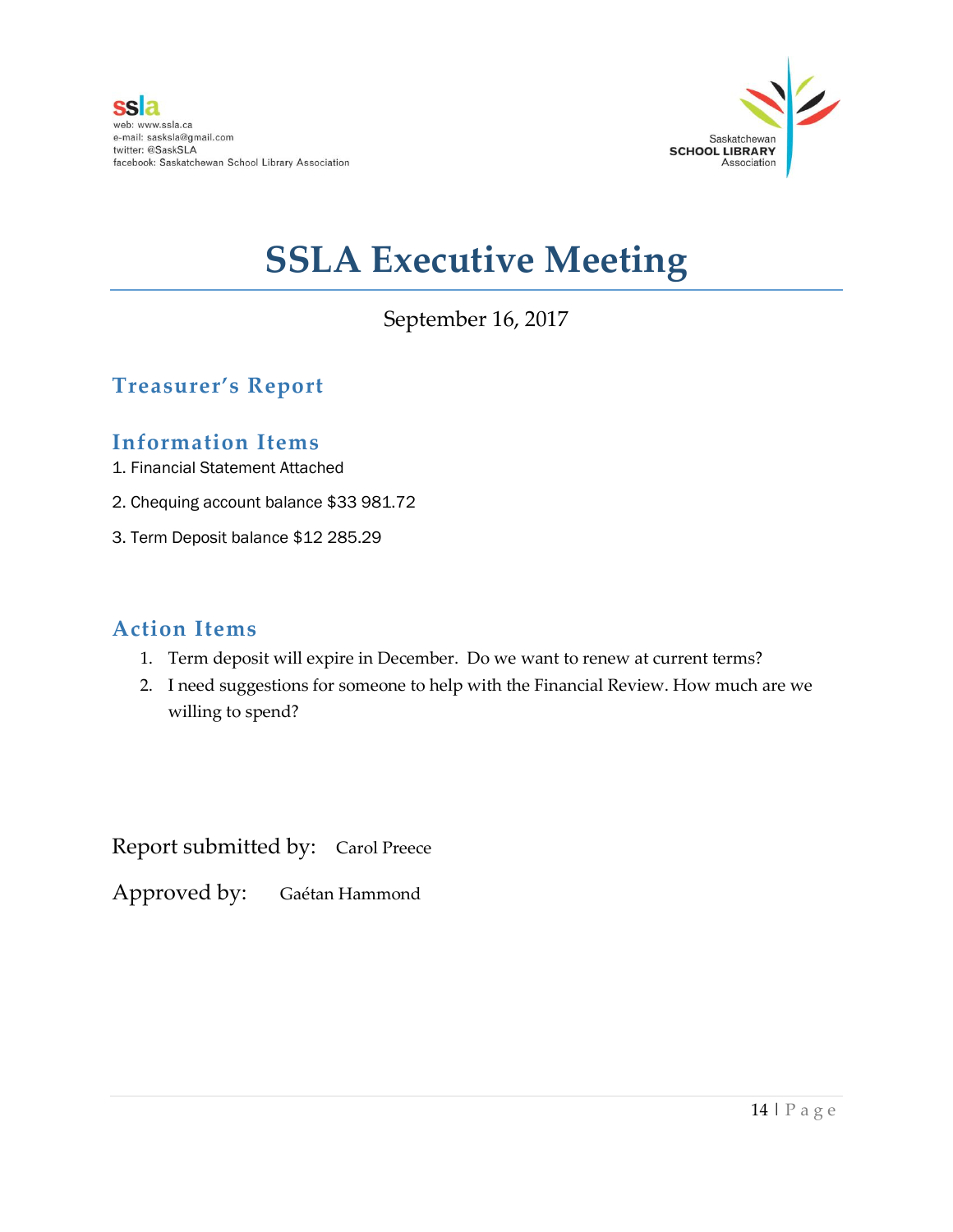ssla
web: www.ssla.ca
e-mail: sasksla@gmail.com
twitter: @SaskSLA
facebook: Saskatchewan School Library Association

Saskatchewan
SCHOOL LIBRARY
Association

# SSLA Executive Meeting

September 16, 2017

## Treasurer's Report

## Information Items

1. Financial Statement Attached
2. Chequing account balance $33 981.72
3. Term Deposit balance $12 285.29

## Action Items

1. Term deposit will expire in December. Do we want to renew at current terms?
2. I need suggestions for someone to help with the Financial Review. How much are we willing to spend?

Report submitted by: Carol Preece

Approved by: Gaétan Hammond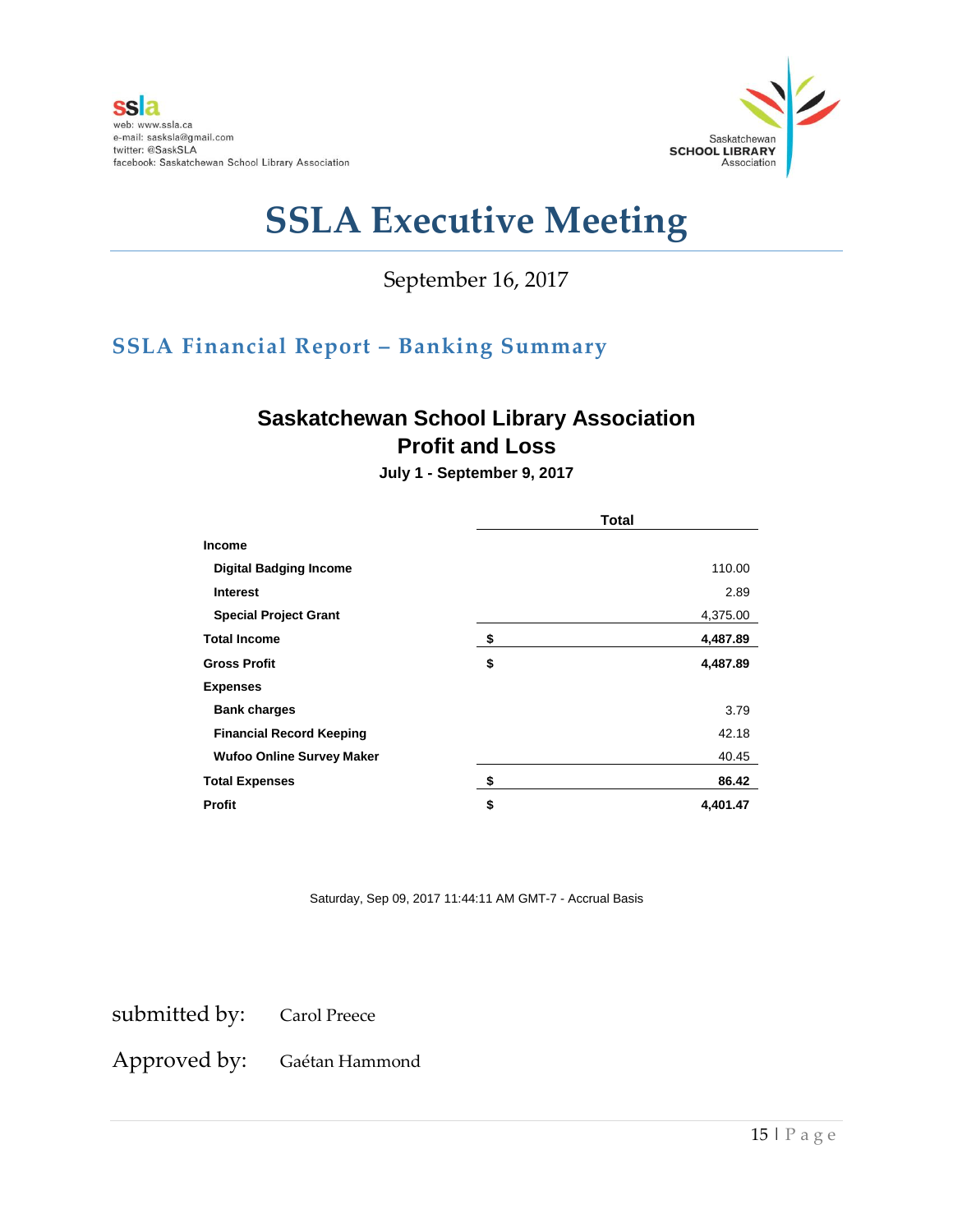ssla
web: www.ssla.ca
e-mail: sasksla@gmail.com
twitter: @SaskSLA
facebook: Saskatchewan School Library Association

Saskatchewan SCHOOL LIBRARY Association

# SSLA Executive Meeting

September 16, 2017

## SSLA Financial Report – Banking Summary

### Saskatchewan School Library Association
### Profit and Loss

**July 1 - September 9, 2017**

| | | Total |
|---|---|---|
| **Income** | | |
| **Digital Badging Income** | | 110.00 |
| **Interest** | | 2.89 |
| **Special Project Grant** | | 4,375.00 |
| **Total Income** | **$** | **4,487.89** |
| **Gross Profit** | **$** | **4,487.89** |
| **Expenses** | | |
| **Bank charges** | | 3.79 |
| **Financial Record Keeping** | | 42.18 |
| **Wufoo Online Survey Maker** | | 40.45 |
| **Total Expenses** | **$** | **86.42** |
| **Profit** | **$** | **4,401.47** |

Saturday, Sep 09, 2017 11:44:11 AM GMT-7 - Accrual Basis

submitted by: Carol Preece

Approved by: Gaétan Hammond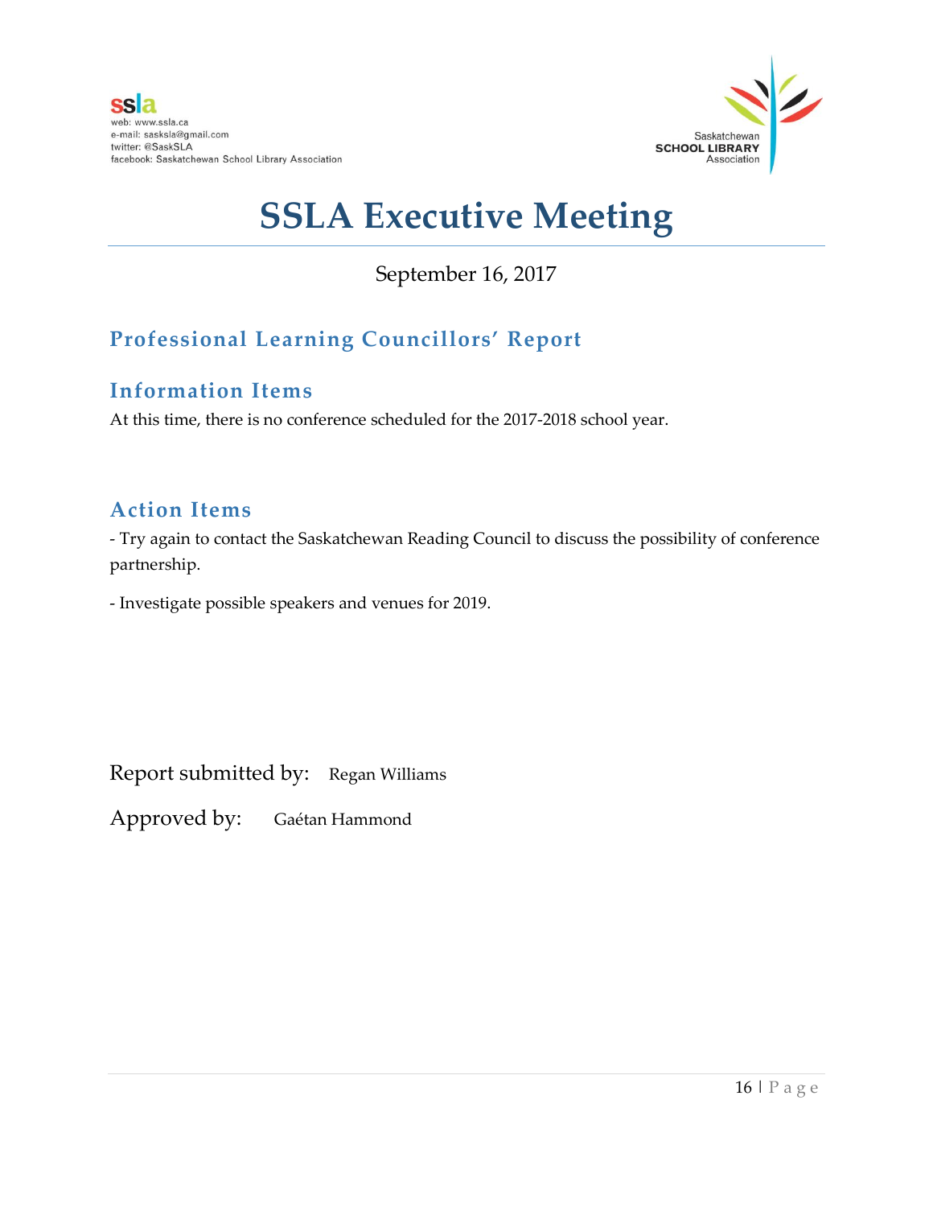ssla
web: www.ssla.ca
e-mail: sasksla@gmail.com
twitter: @SaskSLA
facebook: Saskatchewan School Library Association

Saskatchewan SCHOOL LIBRARY Association

# SSLA Executive Meeting

September 16, 2017

## Professional Learning Councillors' Report

### Information Items

At this time, there is no conference scheduled for the 2017-2018 school year.

### Action Items

- Try again to contact the Saskatchewan Reading Council to discuss the possibility of conference partnership.

- Investigate possible speakers and venues for 2019.

Report submitted by: Regan Williams

Approved by: Gaétan Hammond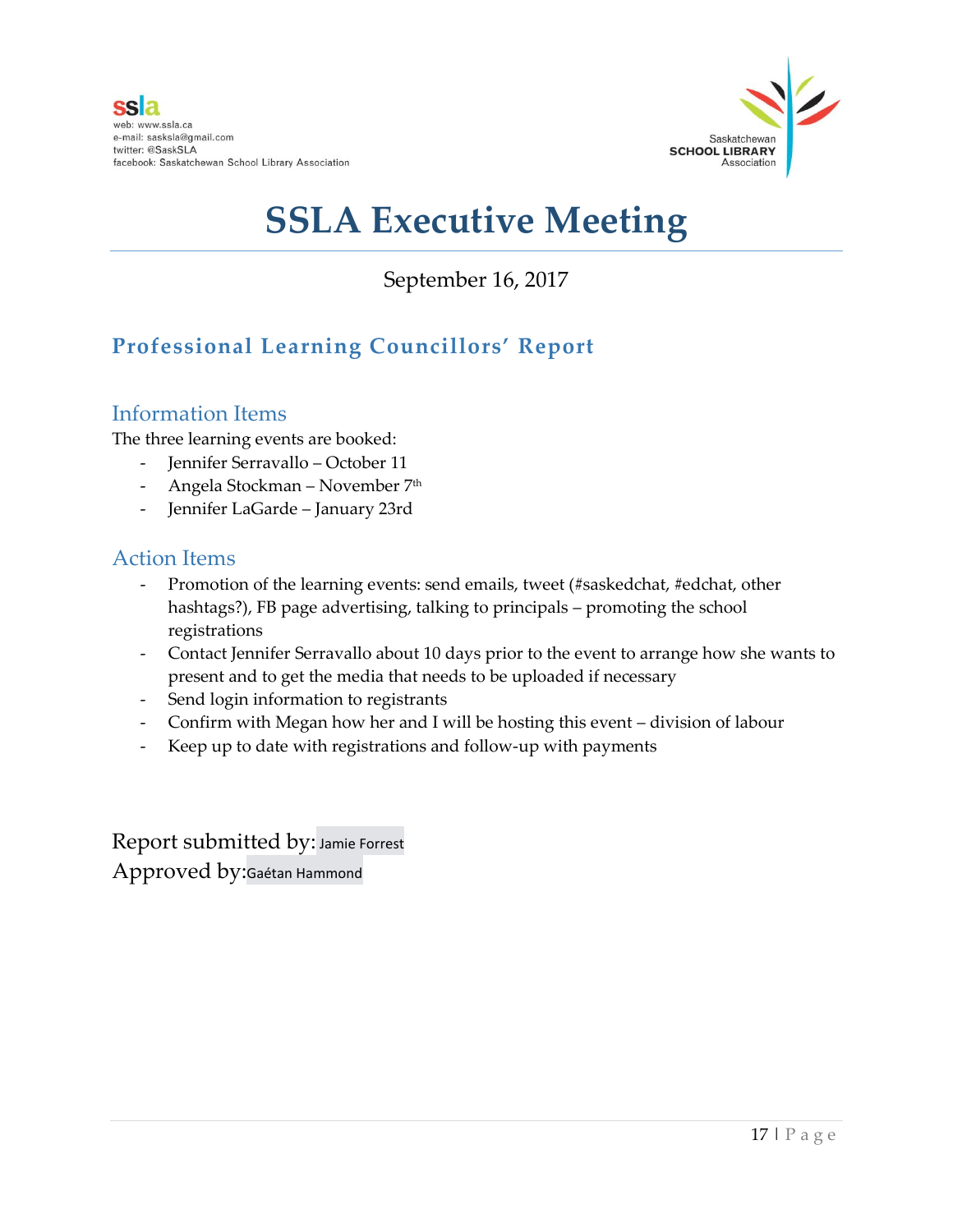ssla
web: www.ssla.ca
e-mail: sasksla@gmail.com
twitter: @SaskSLA
facebook: Saskatchewan School Library Association

Saskatchewan **SCHOOL LIBRARY** Association

# SSLA Executive Meeting

September 16, 2017

## Professional Learning Councillors' Report

### Information Items

The three learning events are booked:

- Jennifer Serravallo – October 11
- Angela Stockman – November 7th
- Jennifer LaGarde – January 23rd

### Action Items

- Promotion of the learning events: send emails, tweet (#saskedchat, #edchat, other hashtags?), FB page advertising, talking to principals – promoting the school registrations
- Contact Jennifer Serravallo about 10 days prior to the event to arrange how she wants to present and to get the media that needs to be uploaded if necessary
- Send login information to registrants
- Confirm with Megan how her and I will be hosting this event – division of labour
- Keep up to date with registrations and follow-up with payments

Report submitted by: Jamie Forrest
Approved by: Gaétan Hammond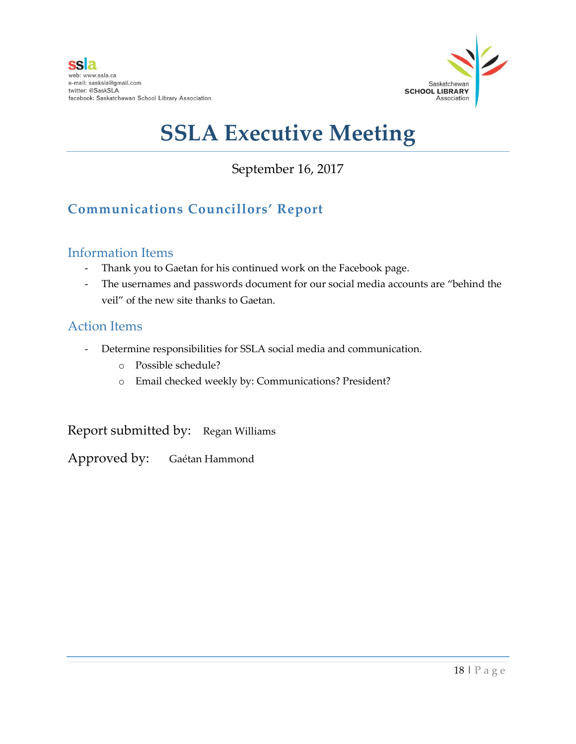# SSLA Executive Meeting

September 16, 2017

## Communications Councillors' Report

### Information Items

- Thank you to Gaetan for his continued work on the Facebook page.
- The usernames and passwords document for our social media accounts are "behind the veil" of the new site thanks to Gaetan.

### Action Items

- Determine responsibilities for SSLA social media and communication.
  - Possible schedule?
  - Email checked weekly by: Communications? President?

Report submitted by: Regan Williams

Approved by: Gaétan Hammond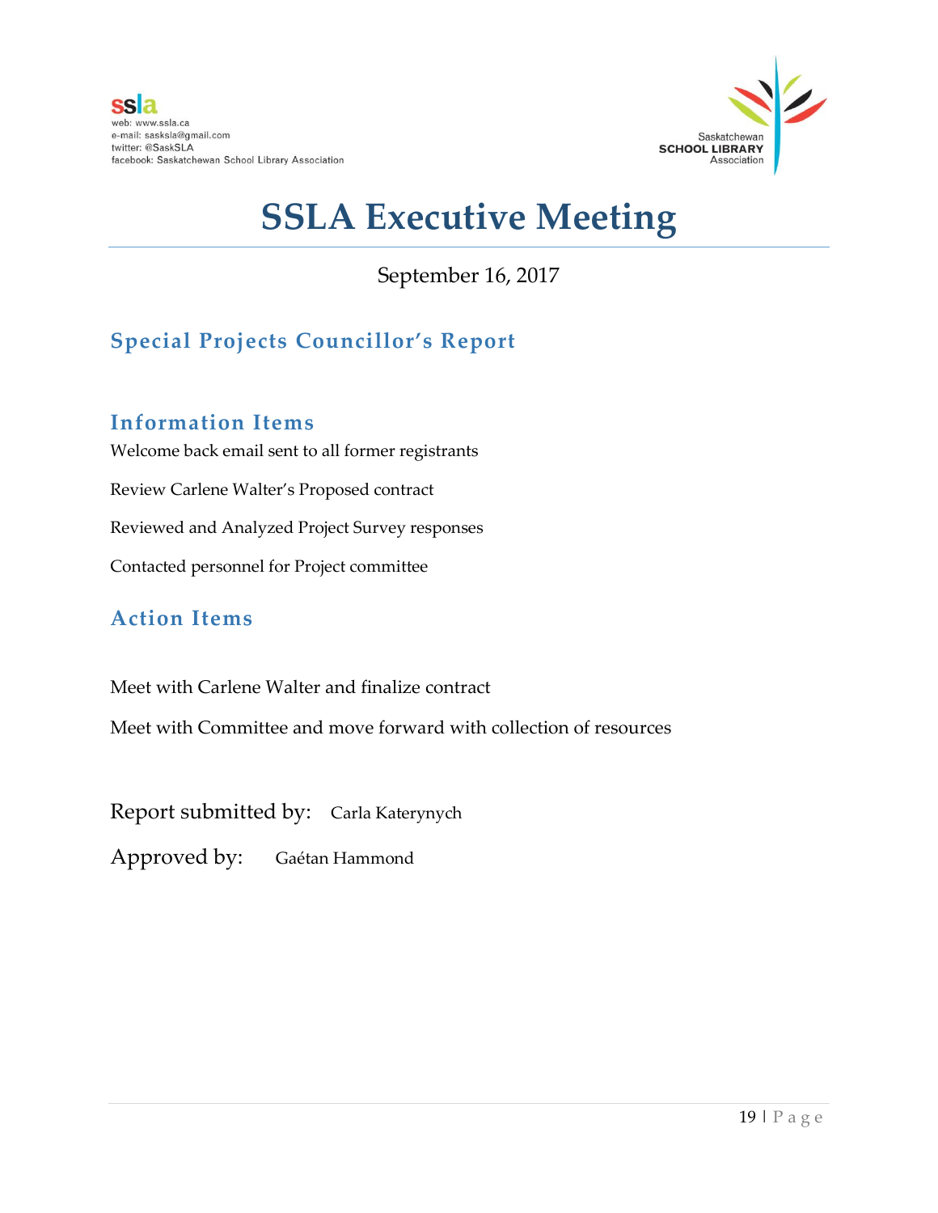ssla
web: www.ssla.ca
e-mail: sasksla@gmail.com
twitter: @SaskSLA
facebook: Saskatchewan School Library Association

Saskatchewan
SCHOOL LIBRARY
Association

# SSLA Executive Meeting

September 16, 2017

## Special Projects Councillor's Report

### Information Items

Welcome back email sent to all former registrants

Review Carlene Walter's Proposed contract

Reviewed and Analyzed Project Survey responses

Contacted personnel for Project committee

### Action Items

Meet with Carlene Walter and finalize contract

Meet with Committee and move forward with collection of resources

Report submitted by: Carla Katerynych

Approved by: Gaétan Hammond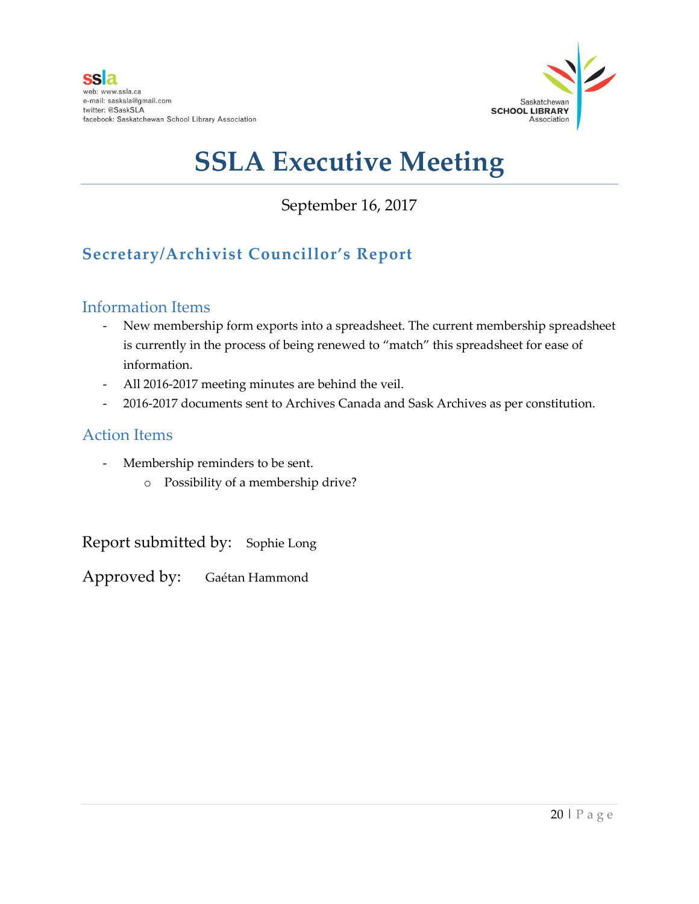ssla
web: www.ssla.ca
e-mail: sasksla@gmail.com
twitter: @SaskSLA
facebook: Saskatchewan School Library Association

Saskatchewan
SCHOOL LIBRARY
Association

# SSLA Executive Meeting

September 16, 2017

## Secretary/Archivist Councillor's Report

### Information Items

- New membership form exports into a spreadsheet. The current membership spreadsheet is currently in the process of being renewed to "match" this spreadsheet for ease of information.
- All 2016-2017 meeting minutes are behind the veil.
- 2016-2017 documents sent to Archives Canada and Sask Archives as per constitution.

### Action Items

- Membership reminders to be sent.
  - Possibility of a membership drive?

Report submitted by: Sophie Long

Approved by: Gaétan Hammond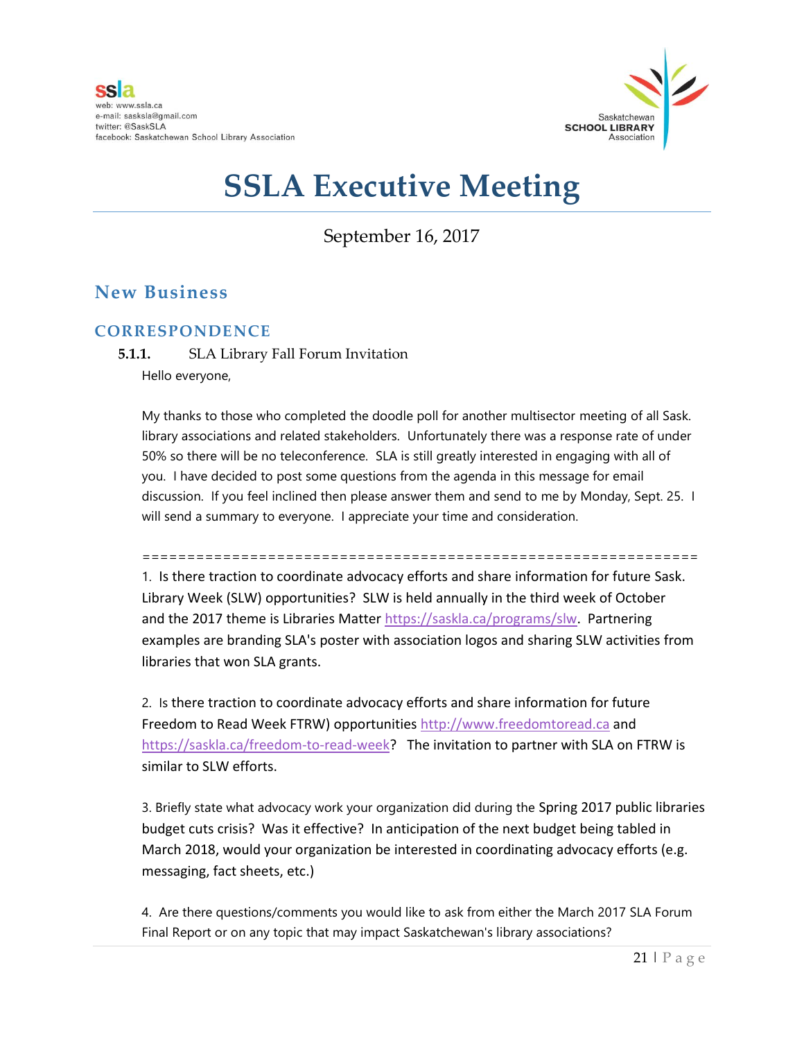ssla
web: www.ssla.ca
e-mail: sasksla@gmail.com
twitter: @SaskSLA
facebook: Saskatchewan School Library Association

Saskatchewan **SCHOOL LIBRARY** Association

# SSLA Executive Meeting

September 16, 2017

## New Business

### CORRESPONDENCE

**5.1.1.** SLA Library Fall Forum Invitation

Hello everyone,

My thanks to those who completed the doodle poll for another multisector meeting of all Sask. library associations and related stakeholders. Unfortunately there was a response rate of under 50% so there will be no teleconference. SLA is still greatly interested in engaging with all of you. I have decided to post some questions from the agenda in this message for email discussion. If you feel inclined then please answer them and send to me by Monday, Sept. 25. I will send a summary to everyone. I appreciate your time and consideration.

==============================================================

1. Is there traction to coordinate advocacy efforts and share information for future Sask. Library Week (SLW) opportunities? SLW is held annually in the third week of October and the 2017 theme is Libraries Matter https://saskla.ca/programs/slw. Partnering examples are branding SLA's poster with association logos and sharing SLW activities from libraries that won SLA grants.

2. Is there traction to coordinate advocacy efforts and share information for future Freedom to Read Week FTRW) opportunities http://www.freedomtoread.ca and https://saskla.ca/freedom-to-read-week? The invitation to partner with SLA on FTRW is similar to SLW efforts.

3. Briefly state what advocacy work your organization did during the Spring 2017 public libraries budget cuts crisis? Was it effective? In anticipation of the next budget being tabled in March 2018, would your organization be interested in coordinating advocacy efforts (e.g. messaging, fact sheets, etc.)

4. Are there questions/comments you would like to ask from either the March 2017 SLA Forum Final Report or on any topic that may impact Saskatchewan's library associations?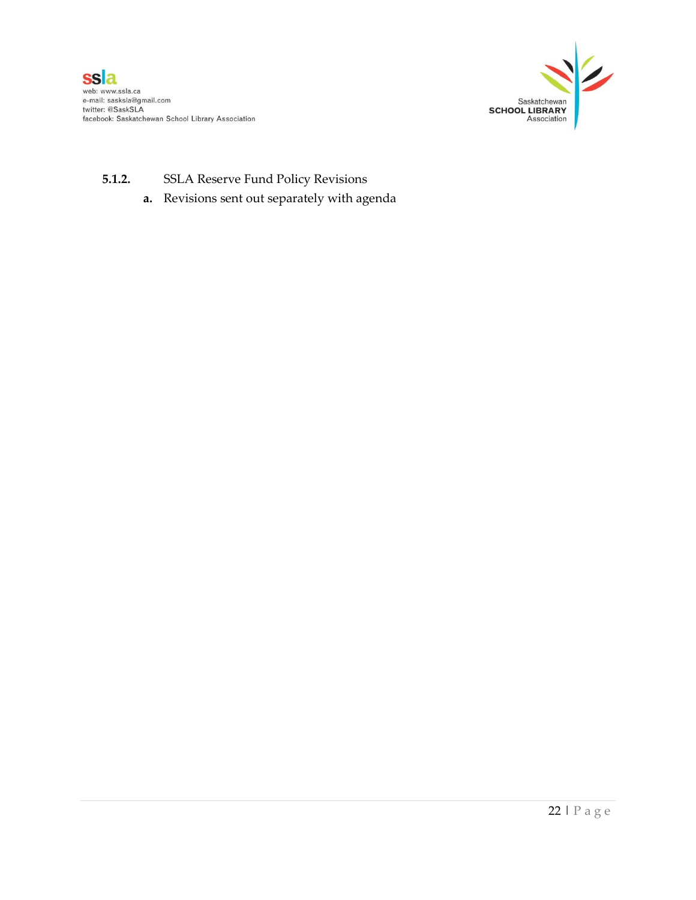**5.1.2.** SSLA Reserve Fund Policy Revisions

**a.** Revisions sent out separately with agenda